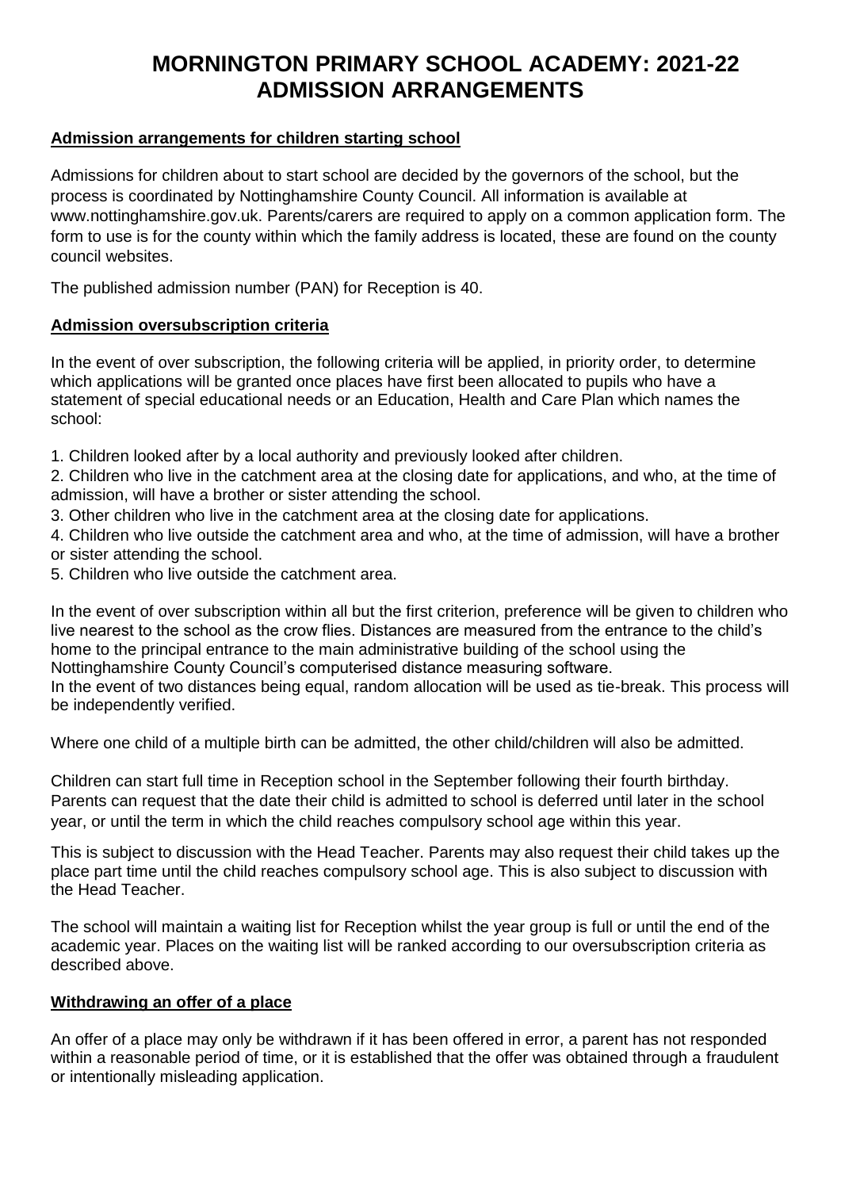# MORNINGTON PRIMARY SCHOOL ACADEMY: 2021-22 ADMISSION ARRANGEMENTS

## Admission arrangements for children starting school

Admissions for children about to start school are decided by the governors of the school, but the process is coordinated by Nottinghamshire County Council. All information is available at www.nottinghamshire.gov.uk. Parents/carers are required to apply on a common application form. The form to use is for the county within which the family address is located, these are found on the county council websites.

The published admission number (PAN) for Reception is 40.

## Admission oversubscription criteria

In the event of over subscription, the following criteria will be applied, in priority order, to determine which applications will be granted once places have first been allocated to pupils who have a statement of special educational needs or an Education, Health and Care Plan which names the school:

1. Children looked after by a local authority and previously looked after children.
2. Children who live in the catchment area at the closing date for applications, and who, at the time of admission, will have a brother or sister attending the school.
3. Other children who live in the catchment area at the closing date for applications.
4. Children who live outside the catchment area and who, at the time of admission, will have a brother or sister attending the school.
5. Children who live outside the catchment area.

In the event of over subscription within all but the first criterion, preference will be given to children who live nearest to the school as the crow flies. Distances are measured from the entrance to the child's home to the principal entrance to the main administrative building of the school using the Nottinghamshire County Council's computerised distance measuring software.
In the event of two distances being equal, random allocation will be used as tie-break. This process will be independently verified.

Where one child of a multiple birth can be admitted, the other child/children will also be admitted.

Children can start full time in Reception school in the September following their fourth birthday. Parents can request that the date their child is admitted to school is deferred until later in the school year, or until the term in which the child reaches compulsory school age within this year.

This is subject to discussion with the Head Teacher. Parents may also request their child takes up the place part time until the child reaches compulsory school age. This is also subject to discussion with the Head Teacher.

The school will maintain a waiting list for Reception whilst the year group is full or until the end of the academic year. Places on the waiting list will be ranked according to our oversubscription criteria as described above.

## Withdrawing an offer of a place

An offer of a place may only be withdrawn if it has been offered in error, a parent has not responded within a reasonable period of time, or it is established that the offer was obtained through a fraudulent or intentionally misleading application.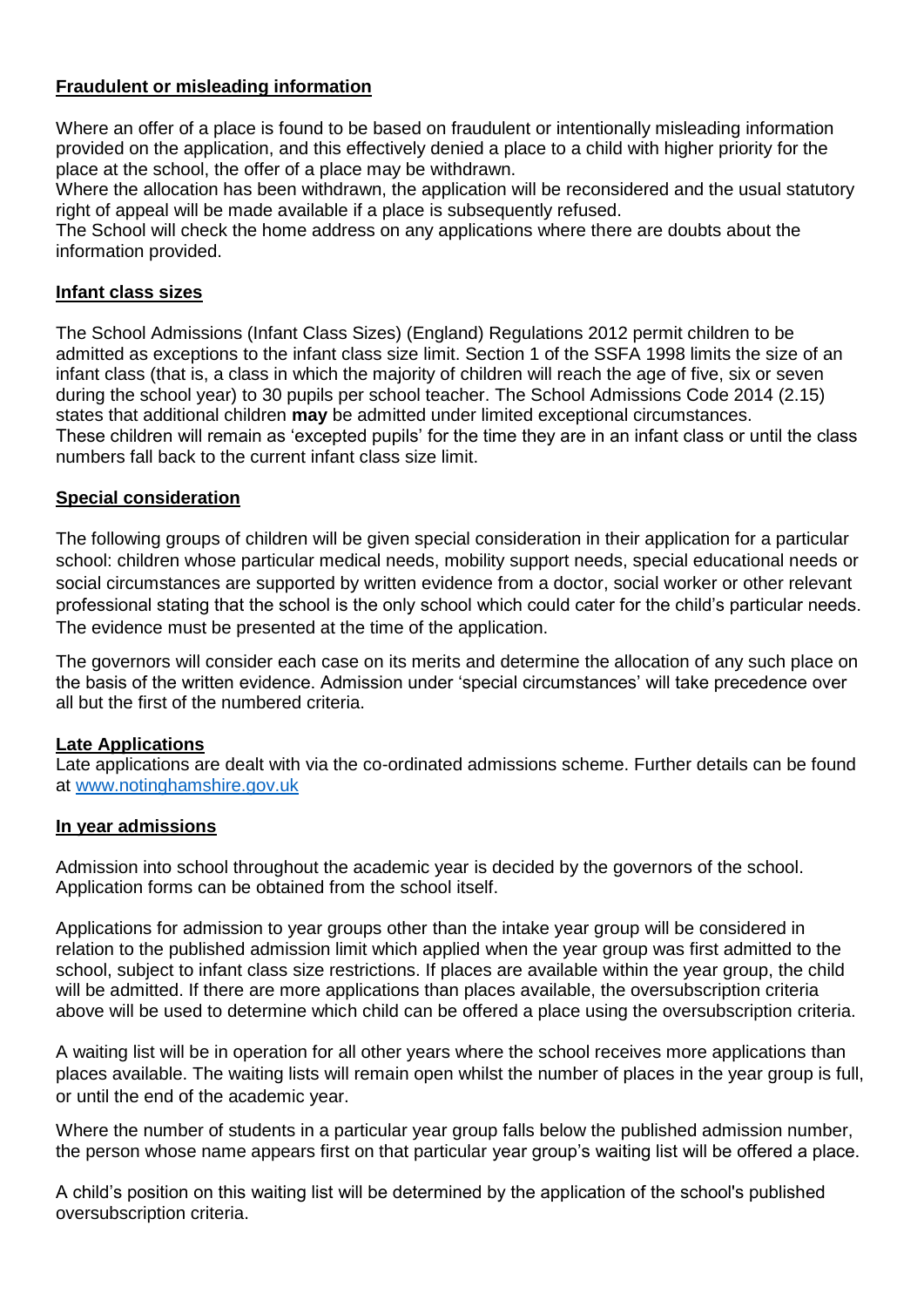## Fraudulent or misleading information

Where an offer of a place is found to be based on fraudulent or intentionally misleading information provided on the application, and this effectively denied a place to a child with higher priority for the place at the school, the offer of a place may be withdrawn.
Where the allocation has been withdrawn, the application will be reconsidered and the usual statutory right of appeal will be made available if a place is subsequently refused.
The School will check the home address on any applications where there are doubts about the information provided.

## Infant class sizes

The School Admissions (Infant Class Sizes) (England) Regulations 2012 permit children to be admitted as exceptions to the infant class size limit. Section 1 of the SSFA 1998 limits the size of an infant class (that is, a class in which the majority of children will reach the age of five, six or seven during the school year) to 30 pupils per school teacher. The School Admissions Code 2014 (2.15) states that additional children **may** be admitted under limited exceptional circumstances.
These children will remain as 'excepted pupils' for the time they are in an infant class or until the class numbers fall back to the current infant class size limit.

## Special consideration

The following groups of children will be given special consideration in their application for a particular school: children whose particular medical needs, mobility support needs, special educational needs or social circumstances are supported by written evidence from a doctor, social worker or other relevant professional stating that the school is the only school which could cater for the child's particular needs. The evidence must be presented at the time of the application.

The governors will consider each case on its merits and determine the allocation of any such place on the basis of the written evidence. Admission under 'special circumstances' will take precedence over all but the first of the numbered criteria.

## Late Applications

Late applications are dealt with via the co-ordinated admissions scheme. Further details can be found at [www.notinghamshire.gov.uk](www.notinghamshire.gov.uk)

## In year admissions

Admission into school throughout the academic year is decided by the governors of the school. Application forms can be obtained from the school itself.

Applications for admission to year groups other than the intake year group will be considered in relation to the published admission limit which applied when the year group was first admitted to the school, subject to infant class size restrictions. If places are available within the year group, the child will be admitted. If there are more applications than places available, the oversubscription criteria above will be used to determine which child can be offered a place using the oversubscription criteria.

A waiting list will be in operation for all other years where the school receives more applications than places available. The waiting lists will remain open whilst the number of places in the year group is full, or until the end of the academic year.

Where the number of students in a particular year group falls below the published admission number, the person whose name appears first on that particular year group's waiting list will be offered a place.

A child's position on this waiting list will be determined by the application of the school's published oversubscription criteria.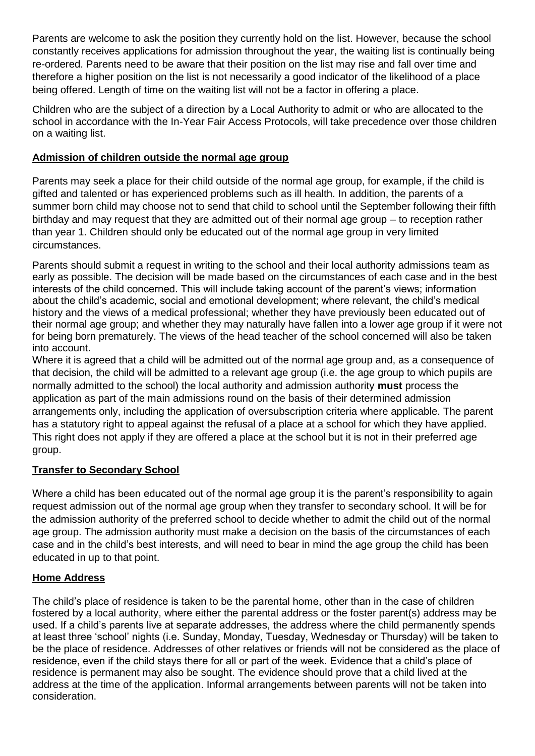Parents are welcome to ask the position they currently hold on the list. However, because the school constantly receives applications for admission throughout the year, the waiting list is continually being re-ordered. Parents need to be aware that their position on the list may rise and fall over time and therefore a higher position on the list is not necessarily a good indicator of the likelihood of a place being offered. Length of time on the waiting list will not be a factor in offering a place.

Children who are the subject of a direction by a Local Authority to admit or who are allocated to the school in accordance with the In-Year Fair Access Protocols, will take precedence over those children on a waiting list.

## Admission of children outside the normal age group

Parents may seek a place for their child outside of the normal age group, for example, if the child is gifted and talented or has experienced problems such as ill health. In addition, the parents of a summer born child may choose not to send that child to school until the September following their fifth birthday and may request that they are admitted out of their normal age group – to reception rather than year 1. Children should only be educated out of the normal age group in very limited circumstances.

Parents should submit a request in writing to the school and their local authority admissions team as early as possible. The decision will be made based on the circumstances of each case and in the best interests of the child concerned. This will include taking account of the parent's views; information about the child's academic, social and emotional development; where relevant, the child's medical history and the views of a medical professional; whether they have previously been educated out of their normal age group; and whether they may naturally have fallen into a lower age group if it were not for being born prematurely. The views of the head teacher of the school concerned will also be taken into account.

Where it is agreed that a child will be admitted out of the normal age group and, as a consequence of that decision, the child will be admitted to a relevant age group (i.e. the age group to which pupils are normally admitted to the school) the local authority and admission authority **must** process the application as part of the main admissions round on the basis of their determined admission arrangements only, including the application of oversubscription criteria where applicable. The parent has a statutory right to appeal against the refusal of a place at a school for which they have applied. This right does not apply if they are offered a place at the school but it is not in their preferred age group.

## Transfer to Secondary School

Where a child has been educated out of the normal age group it is the parent's responsibility to again request admission out of the normal age group when they transfer to secondary school. It will be for the admission authority of the preferred school to decide whether to admit the child out of the normal age group. The admission authority must make a decision on the basis of the circumstances of each case and in the child's best interests, and will need to bear in mind the age group the child has been educated in up to that point.

## Home Address

The child's place of residence is taken to be the parental home, other than in the case of children fostered by a local authority, where either the parental address or the foster parent(s) address may be used. If a child's parents live at separate addresses, the address where the child permanently spends at least three 'school' nights (i.e. Sunday, Monday, Tuesday, Wednesday or Thursday) will be taken to be the place of residence. Addresses of other relatives or friends will not be considered as the place of residence, even if the child stays there for all or part of the week. Evidence that a child's place of residence is permanent may also be sought. The evidence should prove that a child lived at the address at the time of the application. Informal arrangements between parents will not be taken into consideration.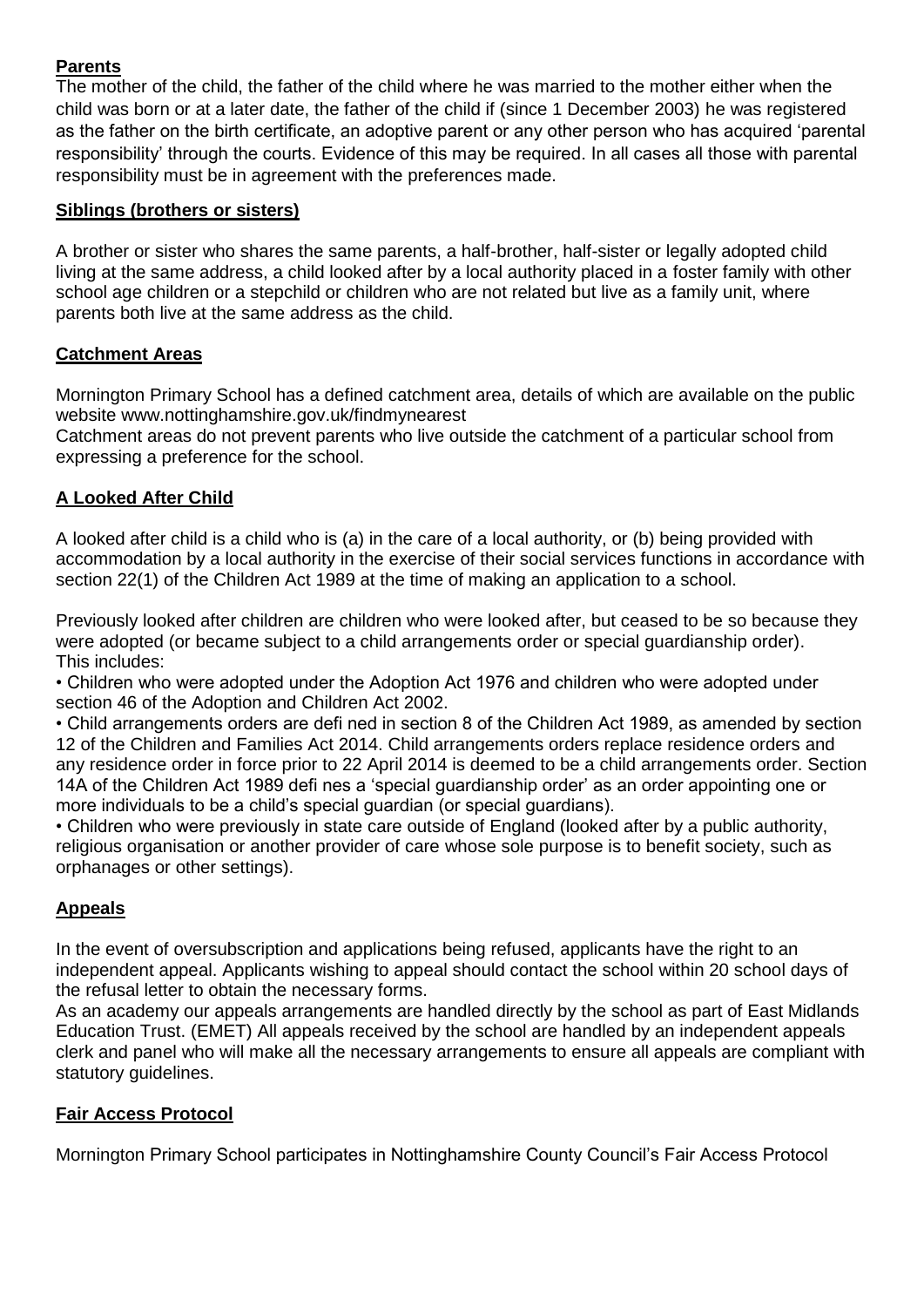**Parents**

The mother of the child, the father of the child where he was married to the mother either when the child was born or at a later date, the father of the child if (since 1 December 2003) he was registered as the father on the birth certificate, an adoptive parent or any other person who has acquired 'parental responsibility' through the courts. Evidence of this may be required. In all cases all those with parental responsibility must be in agreement with the preferences made.

**Siblings (brothers or sisters)**

A brother or sister who shares the same parents, a half-brother, half-sister or legally adopted child living at the same address, a child looked after by a local authority placed in a foster family with other school age children or a stepchild or children who are not related but live as a family unit, where parents both live at the same address as the child.

**Catchment Areas**

Mornington Primary School has a defined catchment area, details of which are available on the public website www.nottinghamshire.gov.uk/findmynearest

Catchment areas do not prevent parents who live outside the catchment of a particular school from expressing a preference for the school.

**A Looked After Child**

A looked after child is a child who is (a) in the care of a local authority, or (b) being provided with accommodation by a local authority in the exercise of their social services functions in accordance with section 22(1) of the Children Act 1989 at the time of making an application to a school.

Previously looked after children are children who were looked after, but ceased to be so because they were adopted (or became subject to a child arrangements order or special guardianship order). This includes:

• Children who were adopted under the Adoption Act 1976 and children who were adopted under section 46 of the Adoption and Children Act 2002.

• Child arrangements orders are defi ned in section 8 of the Children Act 1989, as amended by section 12 of the Children and Families Act 2014. Child arrangements orders replace residence orders and any residence order in force prior to 22 April 2014 is deemed to be a child arrangements order. Section 14A of the Children Act 1989 defi nes a 'special guardianship order' as an order appointing one or more individuals to be a child's special guardian (or special guardians).

• Children who were previously in state care outside of England (looked after by a public authority, religious organisation or another provider of care whose sole purpose is to benefit society, such as orphanages or other settings).

**Appeals**

In the event of oversubscription and applications being refused, applicants have the right to an independent appeal. Applicants wishing to appeal should contact the school within 20 school days of the refusal letter to obtain the necessary forms.

As an academy our appeals arrangements are handled directly by the school as part of East Midlands Education Trust. (EMET) All appeals received by the school are handled by an independent appeals clerk and panel who will make all the necessary arrangements to ensure all appeals are compliant with statutory guidelines.

**Fair Access Protocol**

Mornington Primary School participates in Nottinghamshire County Council's Fair Access Protocol